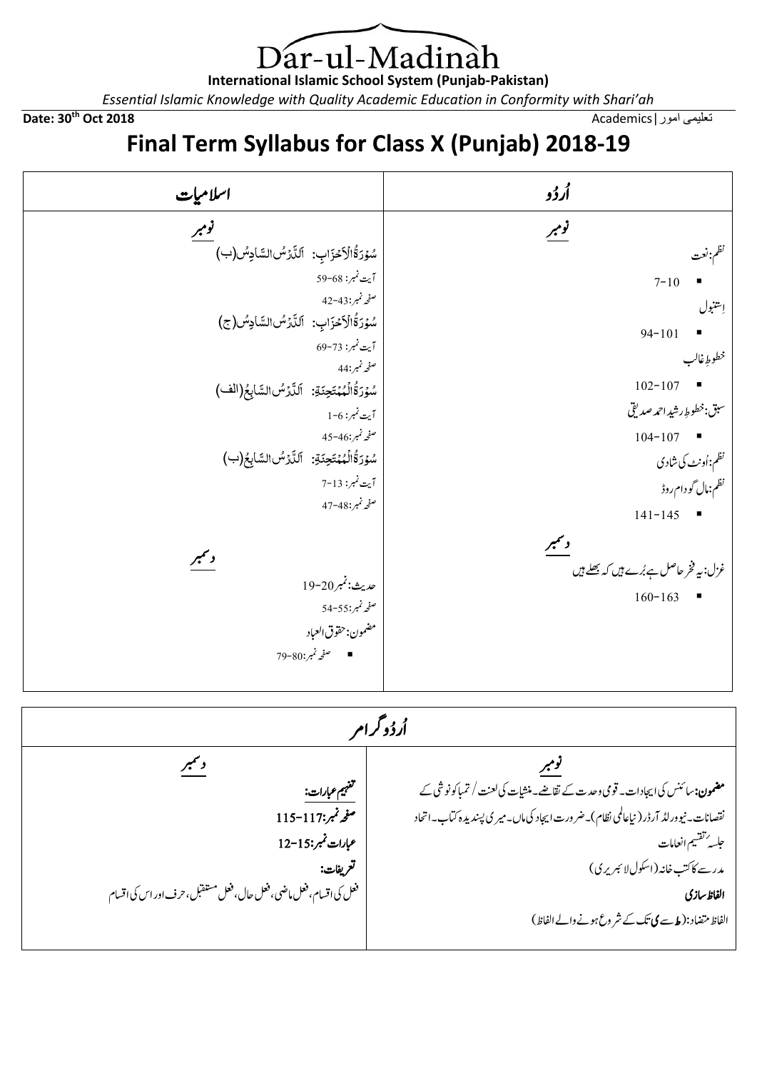# Dar-ul-Madinah

**International Islamic School System (Punjab-Pakistan)**

*Essential Islamic Knowledge with Quality Academic Education in Conformity with Shari'ah*

**Date: 30th Oct 2018** — تعلیمی امور | Academics

## Final Term Syllabus for Class X (Punjab) 2018-19

| اسلامیات | اُردُو |
|---|---|
| **نومبر** | **نومبر** |
| سُوْرَۃُ الْاَحْزَابِ: اَلدَّرْسُ السَّادِسُ(ب) | نظم: نعت |
| آیت نمبر: 59-68 | ▪ 7-10 |
| صفحہ نمبر: 42-43 | اِستنبول |
| سُوْرَۃُ الْاَحْزَابِ: اَلدَّرْسُ السَّادِسُ(ج) | ▪ 94-101 |
| آیت نمبر: 69-73 | خطوطِ غالب |
| صفحہ نمبر: 44 | ▪ 102-107 |
| سُوْرَۃُ الْمُمْتَحِنَۃِ: اَلدَّرْسُ السَّابِعُ(الف) | سبق: خطوطِ رشید احمد صدیقی |
| آیت نمبر: 1-6 | ▪ 104-107 |
| صفحہ نمبر: 45-46 | نظم: اُونٹ کی شادی |
| سُوْرَۃُ الْمُمْتَحِنَۃِ: اَلدَّرْسُ السَّابِعُ(ب) | نظم: مال گودام روڈ |
| آیت نمبر: 7-13 | ▪ 141-145 |
| صفحہ نمبر: 47-48 | |
| **دسمبر** | **دسمبر** |
| حدیث: نمبر 19-20 | غزل: یہ فخر حاصل ہے بُرے ہیں کہ بھلے ہیں |
| صفحہ نمبر: 54-55 | ▪ 160-163 |
| مضمون: حقوق العباد | |
| ▪ صفحہ نمبر: 79-80 | |

### اُردُو گرامر

| دسمبر | نومبر |
|---|---|
| **تفہیمِ عبارات:** | **مضمون:** سائنس کی ایجادات۔ قومی وحدت کے تقاضے۔ منشیات کی لعنت / تمباکو نوشی کے نقصانات۔ نیو ورلڈ آرڈر (نیاعالمی نظام)۔ ضرورت ایجاد کی ماں۔ میری پسندیدہ کتاب۔ اتحاد |
| **صفحہ نمبر: 115-117** | جلسۂ تقسیم انعامات |
| **عبارات نمبر: 12-15** | مدرسے کا کتب خانہ (اسکول لائبریری) |
| **تعریفات:** | **الفاظ سازی** |
| فعل کی اقسام، فعل ماضی، فعل حال، فعل مستقبل، حرف اور اس کی اقسام | الفاظ متضاد: (ط سے ی تک کے شروع ہونے والے الفاظ) |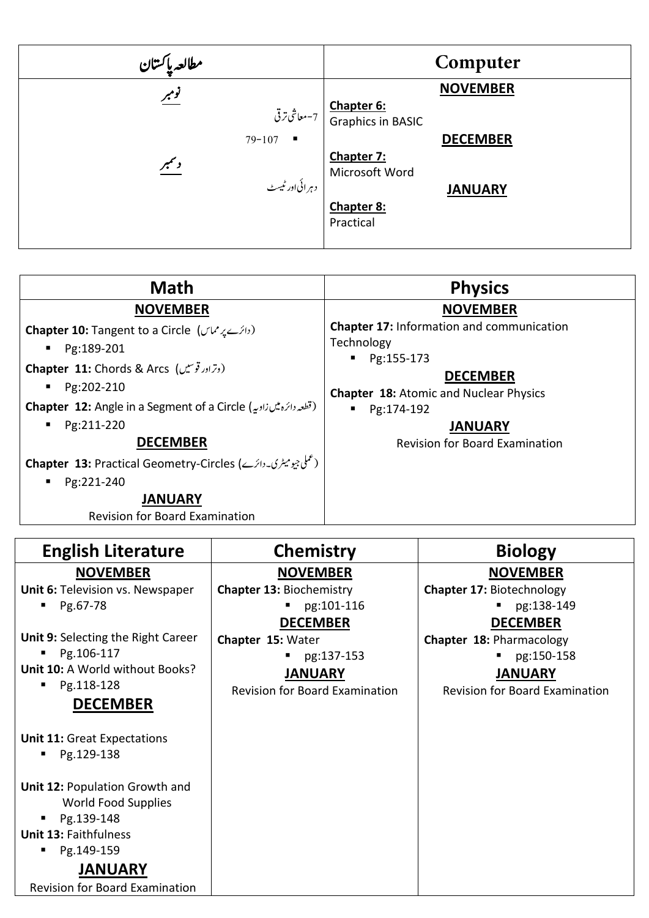| مطالعہ پاکستان | Computer |
|---|---|
| **نومبر**<br>7-معاشی ترقی<br>▪ 79-107<br>**دسمبر**<br>دہرائی اور ٹیسٹ | **NOVEMBER**<br>**Chapter 6:**<br>Graphics in BASIC<br>**DECEMBER**<br>**Chapter 7:**<br>Microsoft Word<br>**JANUARY**<br>**Chapter 8:**<br>Practical |

| Math | Physics |
|---|---|
| **NOVEMBER**<br>**Chapter 10:** Tangent to a Circle (دائرے پر مماس)<br>▪ Pg:189-201<br>**Chapter 11:** Chords & Arcs (وتر اور قوسیں)<br>▪ Pg:202-210<br>**Chapter 12:** Angle in a Segment of a Circle (قطعہ دائرہ میں زاویہ)<br>▪ Pg:211-220<br>**DECEMBER**<br>**Chapter 13:** Practical Geometry-Circles (عملی جیومیٹری۔دائرے)<br>▪ Pg:221-240<br>**JANUARY**<br>Revision for Board Examination | **NOVEMBER**<br>**Chapter 17:** Information and communication Technology<br>▪ Pg:155-173<br>**DECEMBER**<br>**Chapter 18:** Atomic and Nuclear Physics<br>▪ Pg:174-192<br>**JANUARY**<br>Revision for Board Examination |

| English Literature | Chemistry | Biology |
|---|---|---|
| **NOVEMBER**<br>**Unit 6:** Television vs. Newspaper<br>▪ Pg.67-78<br>**Unit 9:** Selecting the Right Career<br>▪ Pg.106-117<br>**Unit 10:** A World without Books?<br>▪ Pg.118-128<br>**DECEMBER**<br>**Unit 11:** Great Expectations<br>▪ Pg.129-138<br>**Unit 12:** Population Growth and World Food Supplies<br>▪ Pg.139-148<br>**Unit 13:** Faithfulness<br>▪ Pg.149-159<br>**JANUARY**<br>Revision for Board Examination | **NOVEMBER**<br>**Chapter 13:** Biochemistry<br>▪ pg:101-116<br>**DECEMBER**<br>**Chapter 15:** Water<br>▪ pg:137-153<br>**JANUARY**<br>Revision for Board Examination | **NOVEMBER**<br>**Chapter 17:** Biotechnology<br>▪ pg:138-149<br>**DECEMBER**<br>**Chapter 18:** Pharmacology<br>▪ pg:150-158<br>**JANUARY**<br>Revision for Board Examination |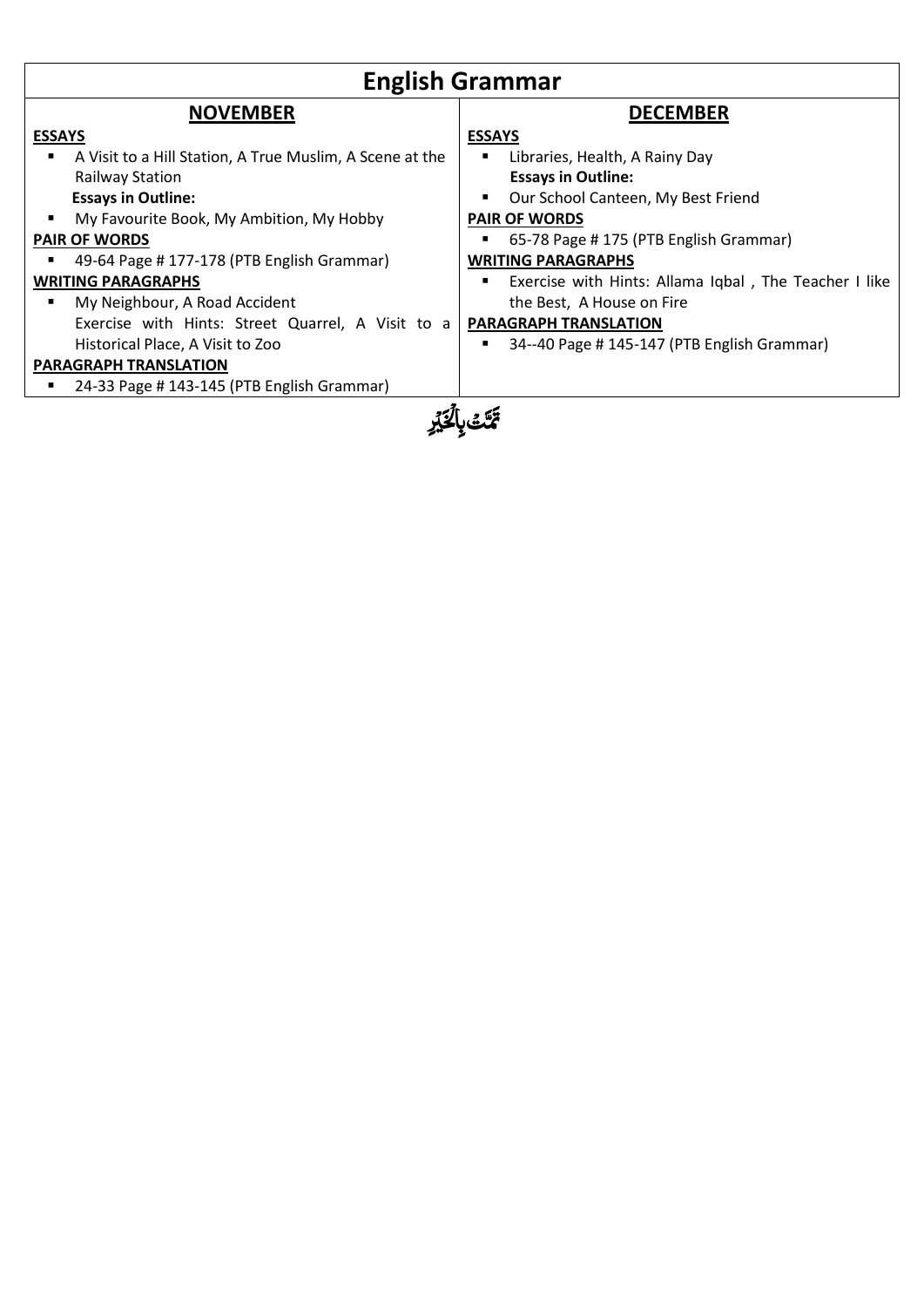# English Grammar

## NOVEMBER

**ESSAYS**

- A Visit to a Hill Station, A True Muslim, A Scene at the Railway Station

  **Essays in Outline:**

- My Favourite Book, My Ambition, My Hobby

**PAIR OF WORDS**

- 49-64 Page # 177-178 (PTB English Grammar)

**WRITING PARAGRAPHS**

- My Neighbour, A Road Accident

  Exercise with Hints: Street Quarrel, A Visit to a Historical Place, A Visit to Zoo

**PARAGRAPH TRANSLATION**

- 24-33 Page # 143-145 (PTB English Grammar)

## DECEMBER

**ESSAYS**

- Libraries, Health, A Rainy Day

  **Essays in Outline:**

- Our School Canteen, My Best Friend

**PAIR OF WORDS**

- 65-78 Page # 175 (PTB English Grammar)

**WRITING PARAGRAPHS**

- Exercise with Hints: Allama Iqbal , The Teacher I like the Best, A House on Fire

**PARAGRAPH TRANSLATION**

- 34--40 Page # 145-147 (PTB English Grammar)

تمت بالخیر